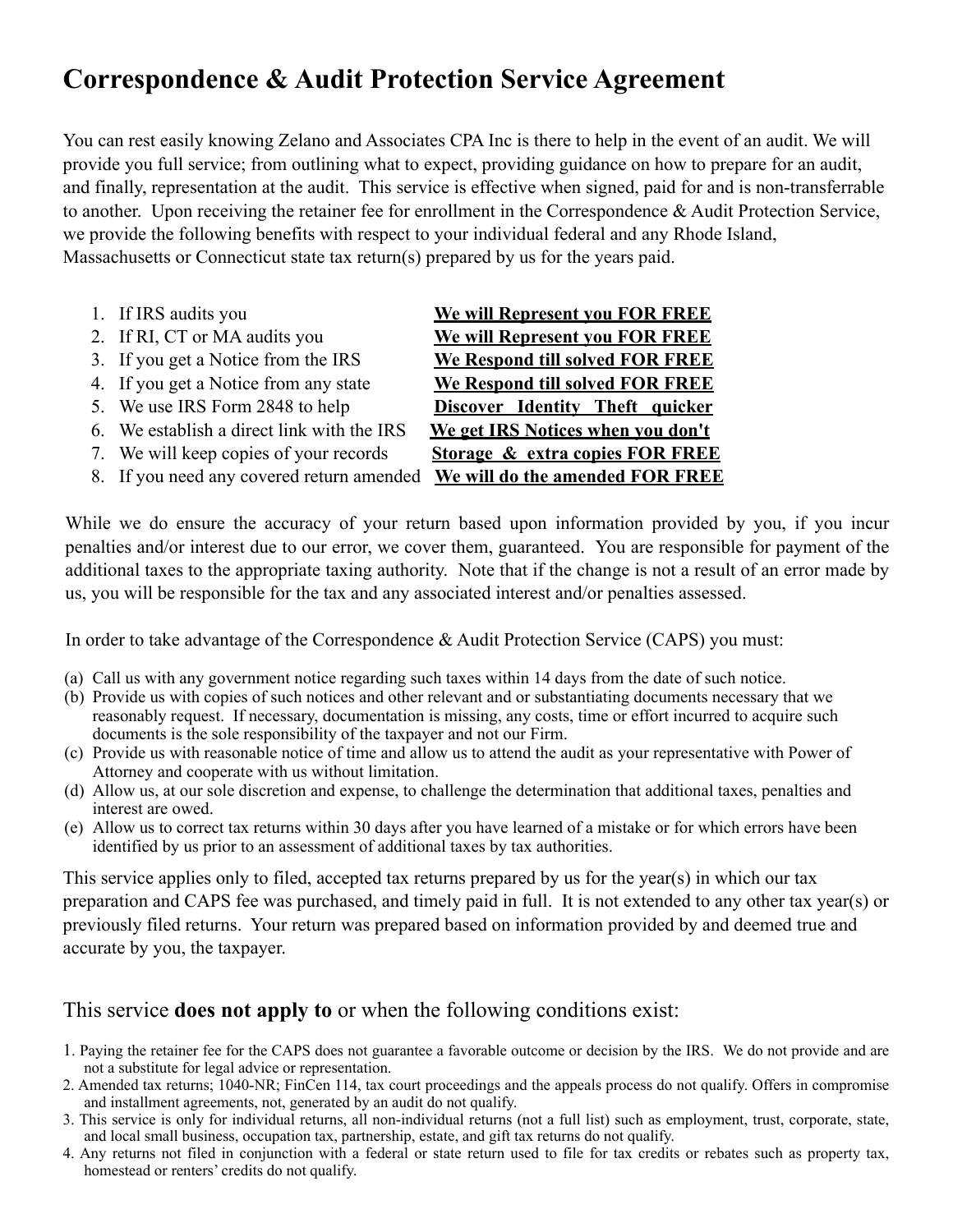# Correspondence & Audit Protection Service Agreement

You can rest easily knowing Zelano and Associates CPA Inc is there to help in the event of an audit. We will provide you full service; from outlining what to expect, providing guidance on how to prepare for an audit, and finally, representation at the audit. This service is effective when signed, paid for and is non-transferrable to another. Upon receiving the retainer fee for enrollment in the Correspondence & Audit Protection Service, we provide the following benefits with respect to your individual federal and any Rhode Island, Massachusetts or Connecticut state tax return(s) prepared by us for the years paid.

1. If IRS audits you — **We will Represent you FOR FREE**
2. If RI, CT or MA audits you — **We will Represent you FOR FREE**
3. If you get a Notice from the IRS — **We Respond till solved FOR FREE**
4. If you get a Notice from any state — **We Respond till solved FOR FREE**
5. We use IRS Form 2848 to help — **Discover Identity Theft quicker**
6. We establish a direct link with the IRS — **We get IRS Notices when you don't**
7. We will keep copies of your records — **Storage & extra copies FOR FREE**
8. If you need any covered return amended — **We will do the amended FOR FREE**

While we do ensure the accuracy of your return based upon information provided by you, if you incur penalties and/or interest due to our error, we cover them, guaranteed. You are responsible for payment of the additional taxes to the appropriate taxing authority. Note that if the change is not a result of an error made by us, you will be responsible for the tax and any associated interest and/or penalties assessed.

In order to take advantage of the Correspondence & Audit Protection Service (CAPS) you must:

(a) Call us with any government notice regarding such taxes within 14 days from the date of such notice.
(b) Provide us with copies of such notices and other relevant and or substantiating documents necessary that we reasonably request. If necessary, documentation is missing, any costs, time or effort incurred to acquire such documents is the sole responsibility of the taxpayer and not our Firm.
(c) Provide us with reasonable notice of time and allow us to attend the audit as your representative with Power of Attorney and cooperate with us without limitation.
(d) Allow us, at our sole discretion and expense, to challenge the determination that additional taxes, penalties and interest are owed.
(e) Allow us to correct tax returns within 30 days after you have learned of a mistake or for which errors have been identified by us prior to an assessment of additional taxes by tax authorities.

This service applies only to filed, accepted tax returns prepared by us for the year(s) in which our tax preparation and CAPS fee was purchased, and timely paid in full. It is not extended to any other tax year(s) or previously filed returns. Your return was prepared based on information provided by and deemed true and accurate by you, the taxpayer.

## This service **does not apply to** or when the following conditions exist:

1. Paying the retainer fee for the CAPS does not guarantee a favorable outcome or decision by the IRS. We do not provide and are not a substitute for legal advice or representation.
2. Amended tax returns; 1040-NR; FinCen 114, tax court proceedings and the appeals process do not qualify. Offers in compromise and installment agreements, not, generated by an audit do not qualify.
3. This service is only for individual returns, all non-individual returns (not a full list) such as employment, trust, corporate, state, and local small business, occupation tax, partnership, estate, and gift tax returns do not qualify.
4. Any returns not filed in conjunction with a federal or state return used to file for tax credits or rebates such as property tax, homestead or renters' credits do not qualify.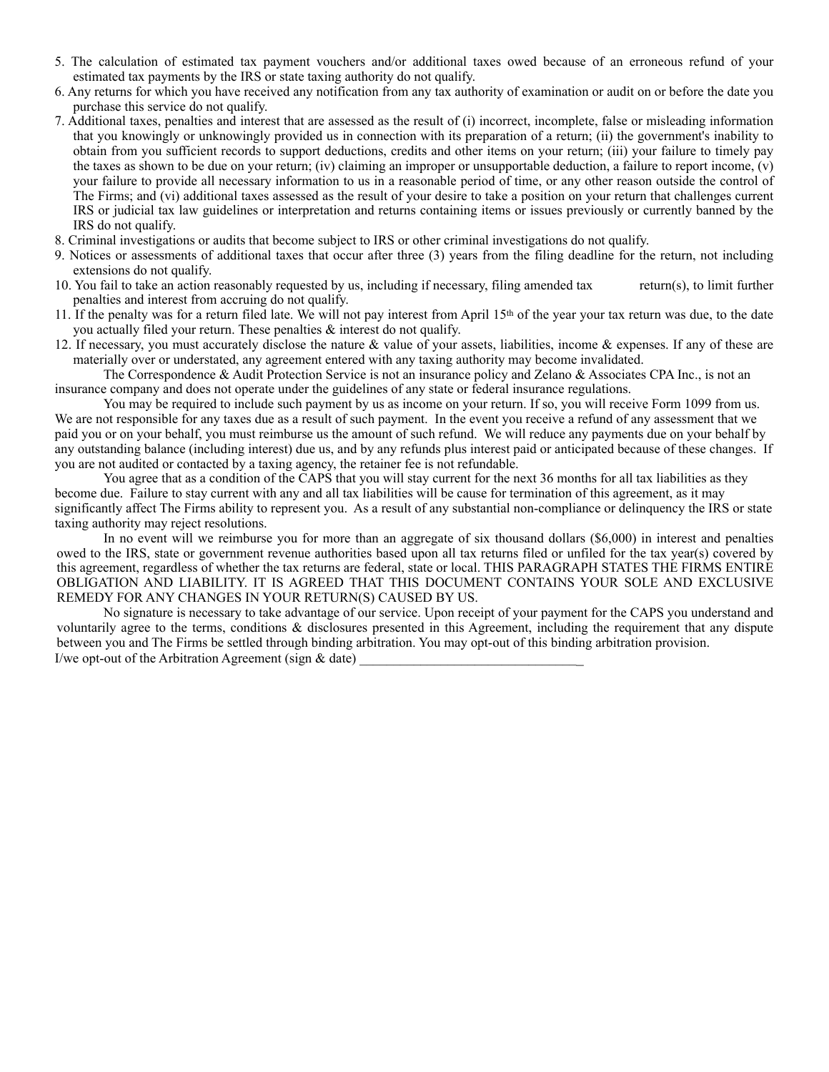5. The calculation of estimated tax payment vouchers and/or additional taxes owed because of an erroneous refund of your estimated tax payments by the IRS or state taxing authority do not qualify.
6. Any returns for which you have received any notification from any tax authority of examination or audit on or before the date you purchase this service do not qualify.
7. Additional taxes, penalties and interest that are assessed as the result of (i) incorrect, incomplete, false or misleading information that you knowingly or unknowingly provided us in connection with its preparation of a return; (ii) the government's inability to obtain from you sufficient records to support deductions, credits and other items on your return; (iii) your failure to timely pay the taxes as shown to be due on your return; (iv) claiming an improper or unsupportable deduction, a failure to report income, (v) your failure to provide all necessary information to us in a reasonable period of time, or any other reason outside the control of The Firms; and (vi) additional taxes assessed as the result of your desire to take a position on your return that challenges current IRS or judicial tax law guidelines or interpretation and returns containing items or issues previously or currently banned by the IRS do not qualify.
8. Criminal investigations or audits that become subject to IRS or other criminal investigations do not qualify.
9. Notices or assessments of additional taxes that occur after three (3) years from the filing deadline for the return, not including extensions do not qualify.
10. You fail to take an action reasonably requested by us, including if necessary, filing amended tax return(s), to limit further penalties and interest from accruing do not qualify.
11. If the penalty was for a return filed late. We will not pay interest from April 15th of the year your tax return was due, to the date you actually filed your return. These penalties & interest do not qualify.
12. If necessary, you must accurately disclose the nature & value of your assets, liabilities, income & expenses. If any of these are materially over or understated, any agreement entered with any taxing authority may become invalidated.

The Correspondence & Audit Protection Service is not an insurance policy and Zelano & Associates CPA Inc., is not an insurance company and does not operate under the guidelines of any state or federal insurance regulations.

You may be required to include such payment by us as income on your return. If so, you will receive Form 1099 from us. We are not responsible for any taxes due as a result of such payment. In the event you receive a refund of any assessment that we paid you or on your behalf, you must reimburse us the amount of such refund. We will reduce any payments due on your behalf by any outstanding balance (including interest) due us, and by any refunds plus interest paid or anticipated because of these changes. If you are not audited or contacted by a taxing agency, the retainer fee is not refundable.

You agree that as a condition of the CAPS that you will stay current for the next 36 months for all tax liabilities as they become due. Failure to stay current with any and all tax liabilities will be cause for termination of this agreement, as it may significantly affect The Firms ability to represent you. As a result of any substantial non-compliance or delinquency the IRS or state taxing authority may reject resolutions.

In no event will we reimburse you for more than an aggregate of six thousand dollars ($6,000) in interest and penalties owed to the IRS, state or government revenue authorities based upon all tax returns filed or unfiled for the tax year(s) covered by this agreement, regardless of whether the tax returns are federal, state or local. THIS PARAGRAPH STATES THE FIRMS ENTIRE OBLIGATION AND LIABILITY. IT IS AGREED THAT THIS DOCUMENT CONTAINS YOUR SOLE AND EXCLUSIVE REMEDY FOR ANY CHANGES IN YOUR RETURN(S) CAUSED BY US.

No signature is necessary to take advantage of our service. Upon receipt of your payment for the CAPS you understand and voluntarily agree to the terms, conditions & disclosures presented in this Agreement, including the requirement that any dispute between you and The Firms be settled through binding arbitration. You may opt-out of this binding arbitration provision.

I/we opt-out of the Arbitration Agreement (sign & date) __________________________________